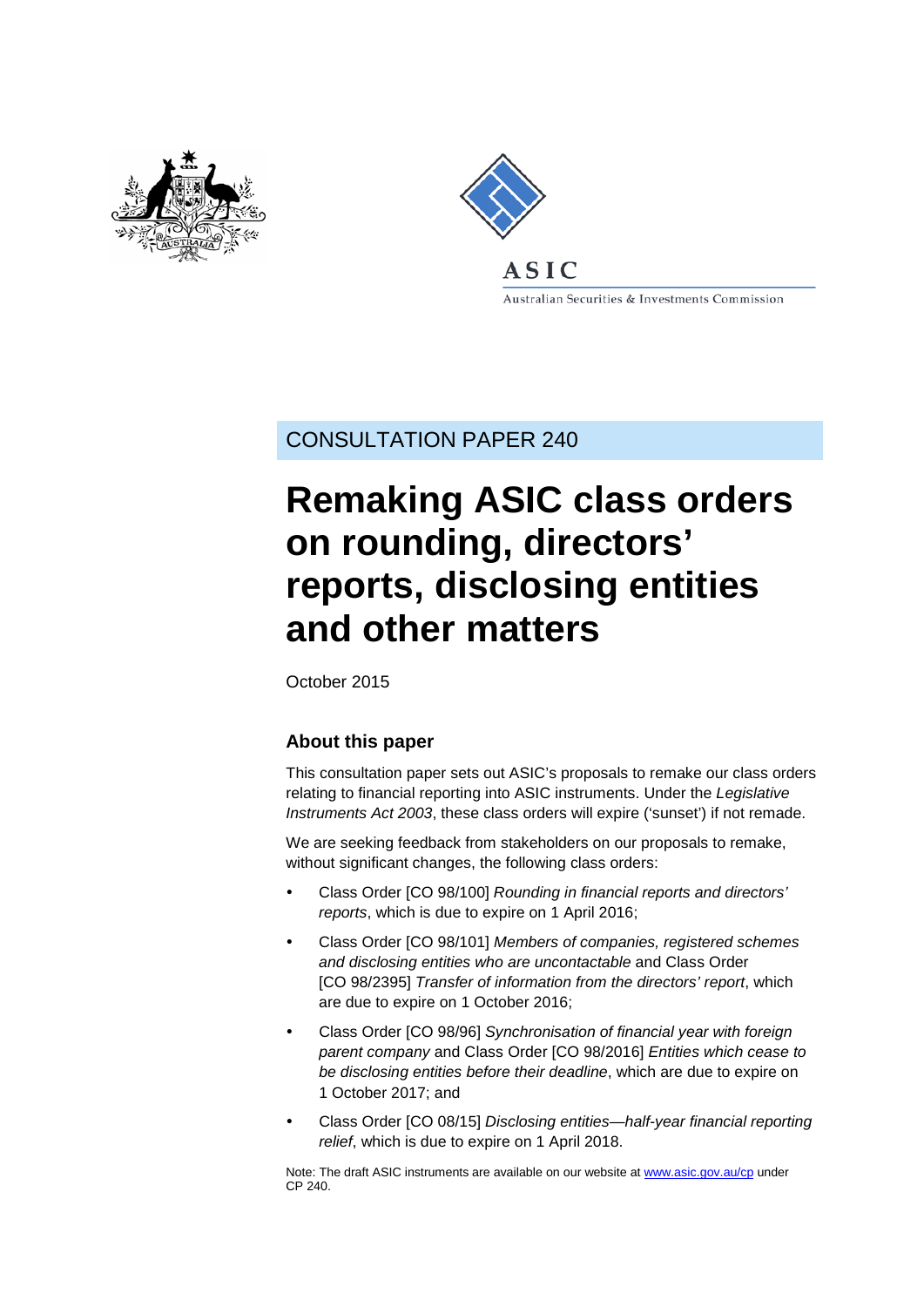ASIC

Australian Securities & Investments Commission

CONSULTATION PAPER 240

# Remaking ASIC class orders on rounding, directors' reports, disclosing entities and other matters

October 2015

## About this paper

This consultation paper sets out ASIC's proposals to remake our class orders relating to financial reporting into ASIC instruments. Under the *Legislative Instruments Act 2003*, these class orders will expire ('sunset') if not remade.

We are seeking feedback from stakeholders on our proposals to remake, without significant changes, the following class orders:

- Class Order [CO 98/100] *Rounding in financial reports and directors' reports*, which is due to expire on 1 April 2016;
- Class Order [CO 98/101] *Members of companies, registered schemes and disclosing entities who are uncontactable* and Class Order [CO 98/2395] *Transfer of information from the directors' report*, which are due to expire on 1 October 2016;
- Class Order [CO 98/96] *Synchronisation of financial year with foreign parent company* and Class Order [CO 98/2016] *Entities which cease to be disclosing entities before their deadline*, which are due to expire on 1 October 2017; and
- Class Order [CO 08/15] *Disclosing entities—half-year financial reporting relief*, which is due to expire on 1 April 2018.

Note: The draft ASIC instruments are available on our website at www.asic.gov.au/cp under CP 240.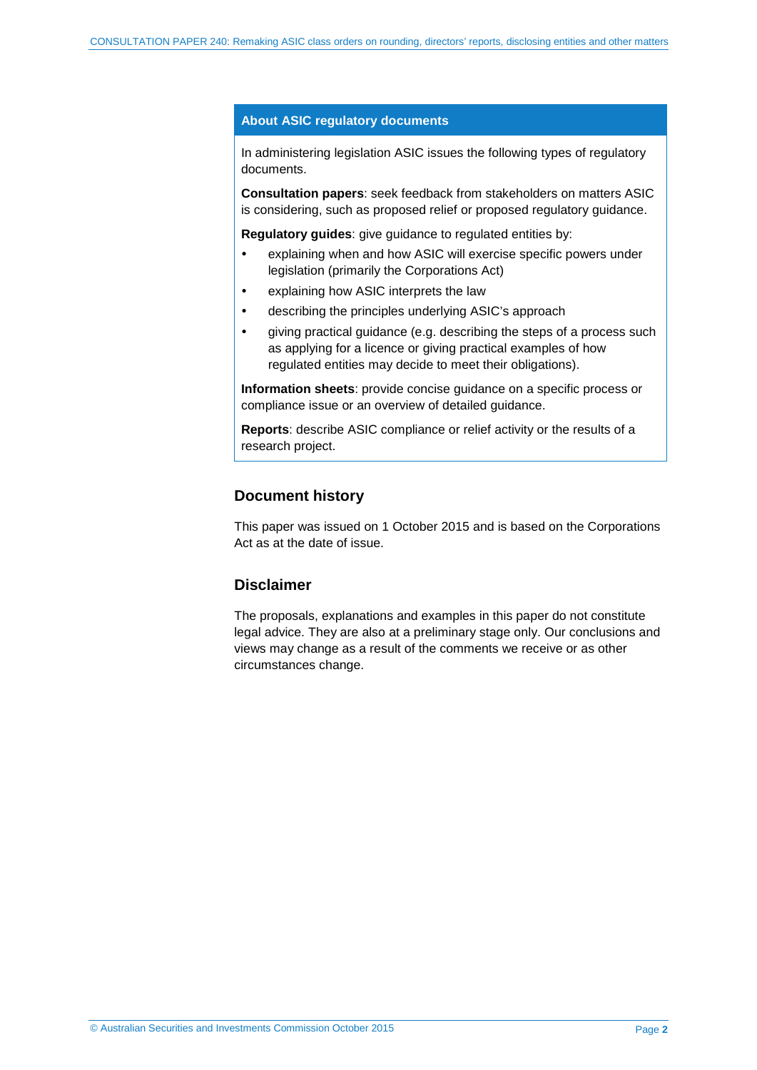## About ASIC regulatory documents

In administering legislation ASIC issues the following types of regulatory documents.

**Consultation papers**: seek feedback from stakeholders on matters ASIC is considering, such as proposed relief or proposed regulatory guidance.

**Regulatory guides**: give guidance to regulated entities by:

- explaining when and how ASIC will exercise specific powers under legislation (primarily the Corporations Act)
- explaining how ASIC interprets the law
- describing the principles underlying ASIC's approach
- giving practical guidance (e.g. describing the steps of a process such as applying for a licence or giving practical examples of how regulated entities may decide to meet their obligations).

**Information sheets**: provide concise guidance on a specific process or compliance issue or an overview of detailed guidance.

**Reports**: describe ASIC compliance or relief activity or the results of a research project.

## Document history

This paper was issued on 1 October 2015 and is based on the Corporations Act as at the date of issue.

## Disclaimer

The proposals, explanations and examples in this paper do not constitute legal advice. They are also at a preliminary stage only. Our conclusions and views may change as a result of the comments we receive or as other circumstances change.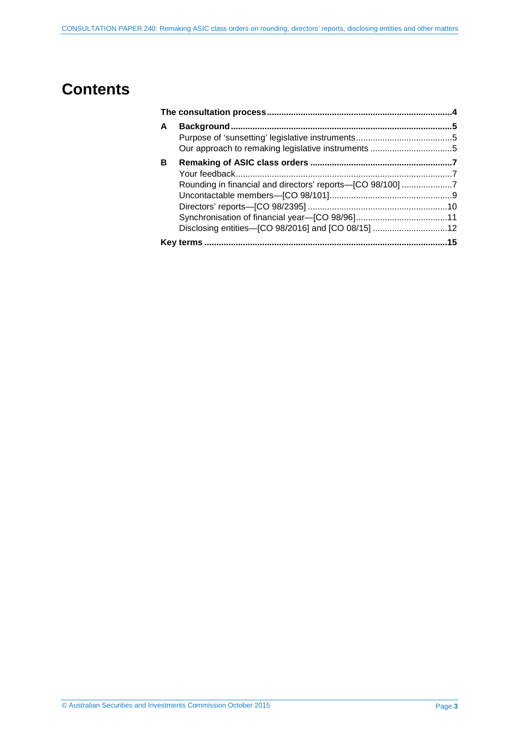# Contents

| | | |
|---|---|---|
| **The consultation process** | | **4** |
| **A** | **Background** | **5** |
| | Purpose of 'sunsetting' legislative instruments | 5 |
| | Our approach to remaking legislative instruments | 5 |
| **B** | **Remaking of ASIC class orders** | **7** |
| | Your feedback | 7 |
| | Rounding in financial and directors' reports—[CO 98/100] | 7 |
| | Uncontactable members—[CO 98/101] | 9 |
| | Directors' reports—[CO 98/2395] | 10 |
| | Synchronisation of financial year—[CO 98/96] | 11 |
| | Disclosing entities—[CO 98/2016] and [CO 08/15] | 12 |
| **Key terms** | | **15** |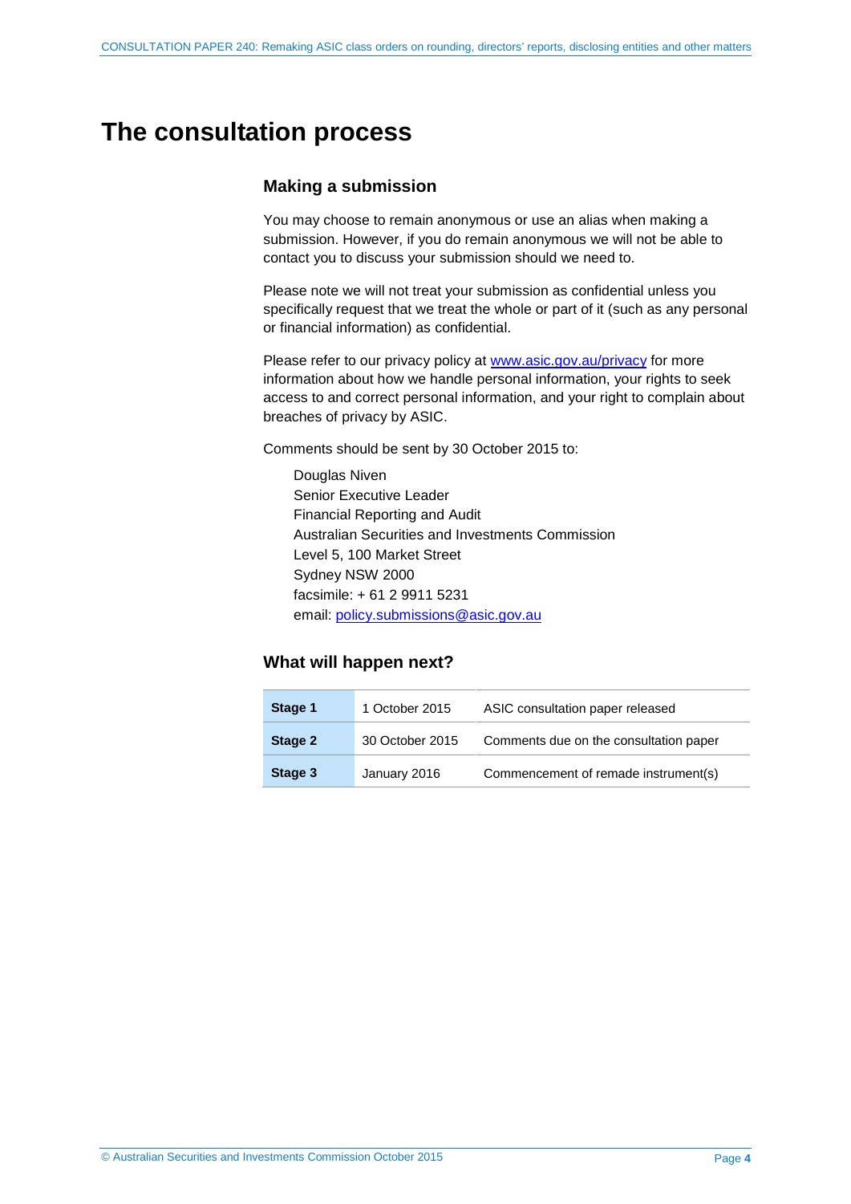# The consultation process

## Making a submission

You may choose to remain anonymous or use an alias when making a submission. However, if you do remain anonymous we will not be able to contact you to discuss your submission should we need to.

Please note we will not treat your submission as confidential unless you specifically request that we treat the whole or part of it (such as any personal or financial information) as confidential.

Please refer to our privacy policy at [www.asic.gov.au/privacy](www.asic.gov.au/privacy) for more information about how we handle personal information, your rights to seek access to and correct personal information, and your right to complain about breaches of privacy by ASIC.

Comments should be sent by 30 October 2015 to:

> Douglas Niven
> Senior Executive Leader
> Financial Reporting and Audit
> Australian Securities and Investments Commission
> Level 5, 100 Market Street
> Sydney NSW 2000
> facsimile: + 61 2 9911 5231
> email: [policy.submissions@asic.gov.au](mailto:policy.submissions@asic.gov.au)

## What will happen next?

| | | |
|---|---|---|
| **Stage 1** | 1 October 2015 | ASIC consultation paper released |
| **Stage 2** | 30 October 2015 | Comments due on the consultation paper |
| **Stage 3** | January 2016 | Commencement of remade instrument(s) |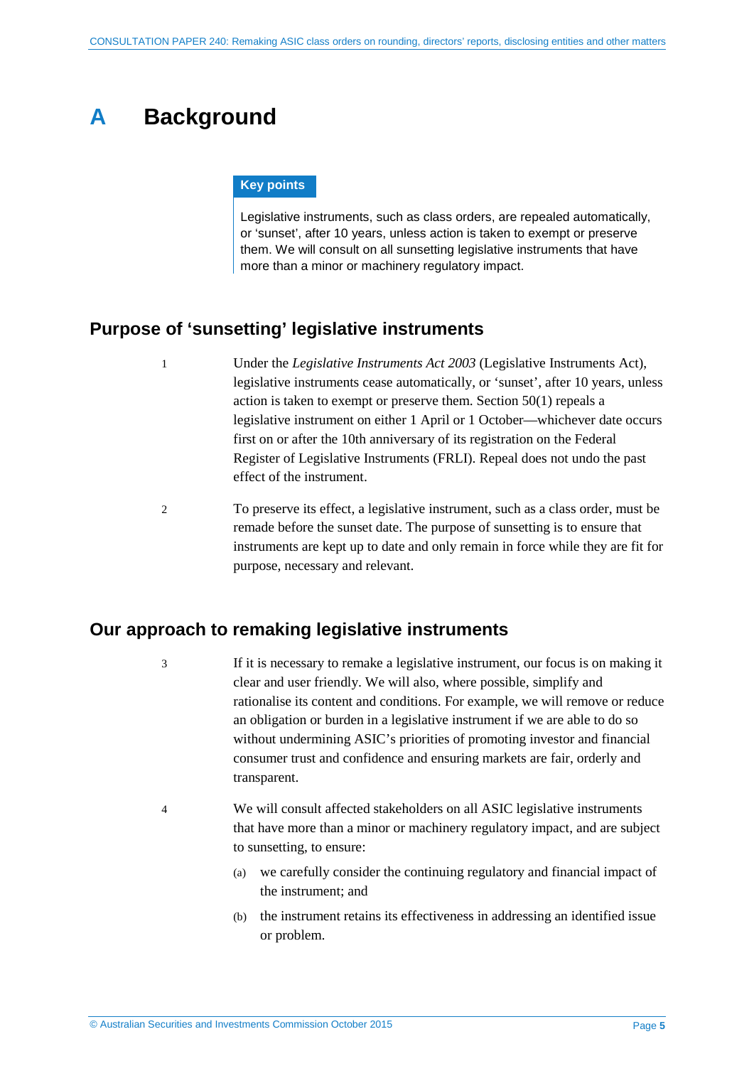# A Background

**Key points**

Legislative instruments, such as class orders, are repealed automatically, or 'sunset', after 10 years, unless action is taken to exempt or preserve them. We will consult on all sunsetting legislative instruments that have more than a minor or machinery regulatory impact.

## Purpose of 'sunsetting' legislative instruments

1 Under the *Legislative Instruments Act 2003* (Legislative Instruments Act), legislative instruments cease automatically, or 'sunset', after 10 years, unless action is taken to exempt or preserve them. Section 50(1) repeals a legislative instrument on either 1 April or 1 October—whichever date occurs first on or after the 10th anniversary of its registration on the Federal Register of Legislative Instruments (FRLI). Repeal does not undo the past effect of the instrument.

2 To preserve its effect, a legislative instrument, such as a class order, must be remade before the sunset date. The purpose of sunsetting is to ensure that instruments are kept up to date and only remain in force while they are fit for purpose, necessary and relevant.

## Our approach to remaking legislative instruments

3 If it is necessary to remake a legislative instrument, our focus is on making it clear and user friendly. We will also, where possible, simplify and rationalise its content and conditions. For example, we will remove or reduce an obligation or burden in a legislative instrument if we are able to do so without undermining ASIC's priorities of promoting investor and financial consumer trust and confidence and ensuring markets are fair, orderly and transparent.

4 We will consult affected stakeholders on all ASIC legislative instruments that have more than a minor or machinery regulatory impact, and are subject to sunsetting, to ensure:

(a) we carefully consider the continuing regulatory and financial impact of the instrument; and

(b) the instrument retains its effectiveness in addressing an identified issue or problem.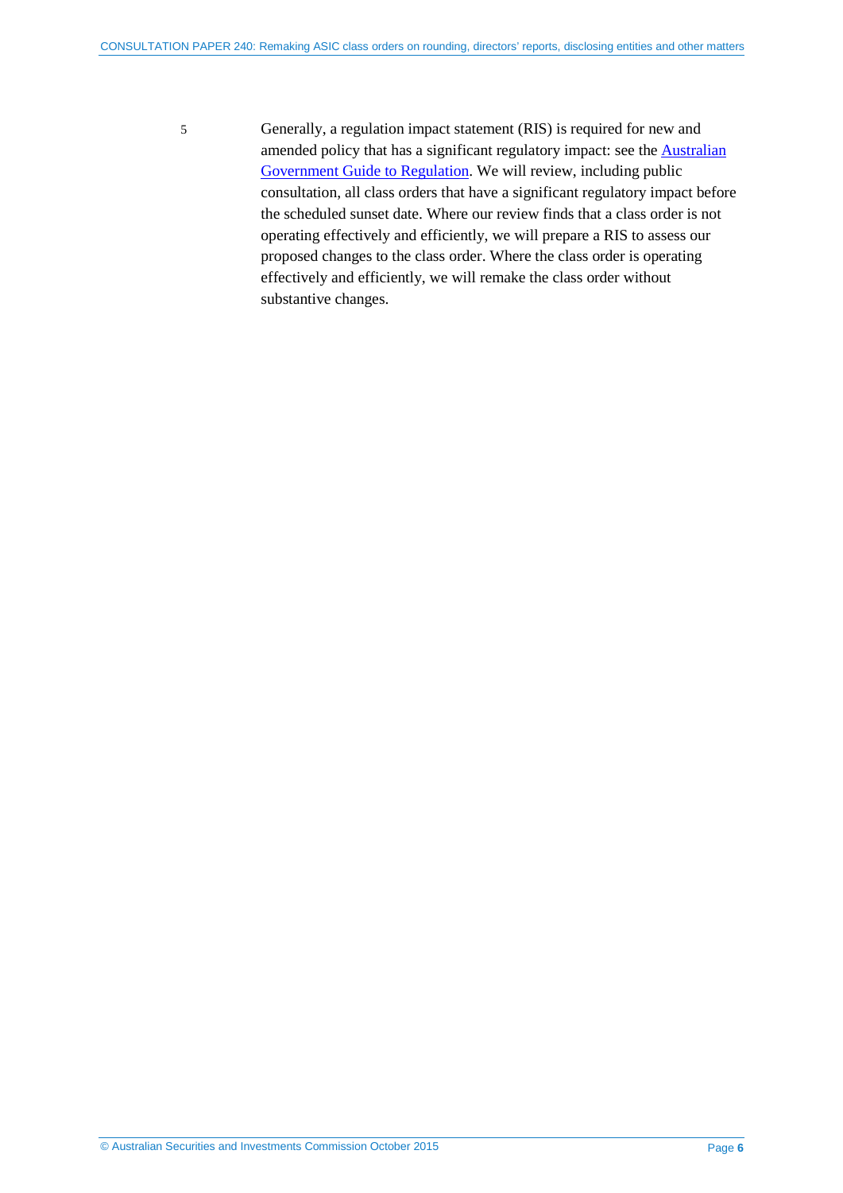5 Generally, a regulation impact statement (RIS) is required for new and amended policy that has a significant regulatory impact: see the [Australian Government Guide to Regulation](). We will review, including public consultation, all class orders that have a significant regulatory impact before the scheduled sunset date. Where our review finds that a class order is not operating effectively and efficiently, we will prepare a RIS to assess our proposed changes to the class order. Where the class order is operating effectively and efficiently, we will remake the class order without substantive changes.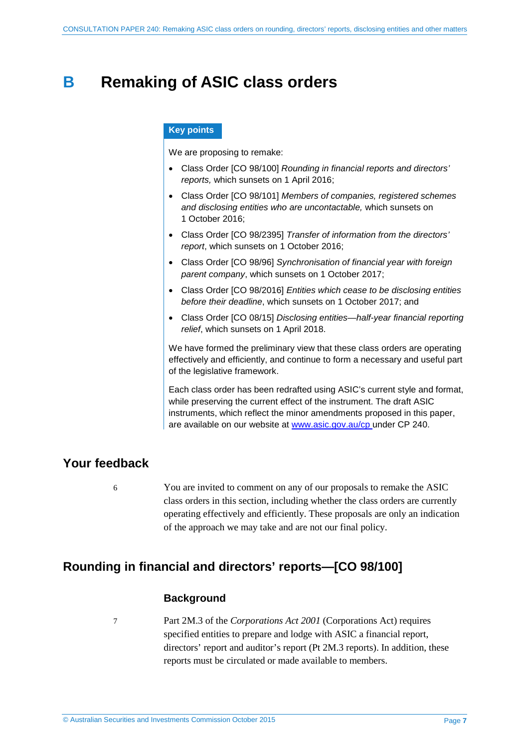# B Remaking of ASIC class orders

> **Key points**
>
> We are proposing to remake:
>
> - Class Order [CO 98/100] *Rounding in financial reports and directors' reports,* which sunsets on 1 April 2016;
> - Class Order [CO 98/101] *Members of companies, registered schemes and disclosing entities who are uncontactable,* which sunsets on 1 October 2016;
> - Class Order [CO 98/2395] *Transfer of information from the directors' report*, which sunsets on 1 October 2016;
> - Class Order [CO 98/96] *Synchronisation of financial year with foreign parent company*, which sunsets on 1 October 2017;
> - Class Order [CO 98/2016] *Entities which cease to be disclosing entities before their deadline*, which sunsets on 1 October 2017; and
> - Class Order [CO 08/15] *Disclosing entities—half-year financial reporting relief*, which sunsets on 1 April 2018.
>
> We have formed the preliminary view that these class orders are operating effectively and efficiently, and continue to form a necessary and useful part of the legislative framework.
>
> Each class order has been redrafted using ASIC's current style and format, while preserving the current effect of the instrument. The draft ASIC instruments, which reflect the minor amendments proposed in this paper, are available on our website at www.asic.gov.au/cp under CP 240.

## Your feedback

6 You are invited to comment on any of our proposals to remake the ASIC class orders in this section, including whether the class orders are currently operating effectively and efficiently. These proposals are only an indication of the approach we may take and are not our final policy.

## Rounding in financial and directors' reports—[CO 98/100]

### Background

7 Part 2M.3 of the *Corporations Act 2001* (Corporations Act) requires specified entities to prepare and lodge with ASIC a financial report, directors' report and auditor's report (Pt 2M.3 reports). In addition, these reports must be circulated or made available to members.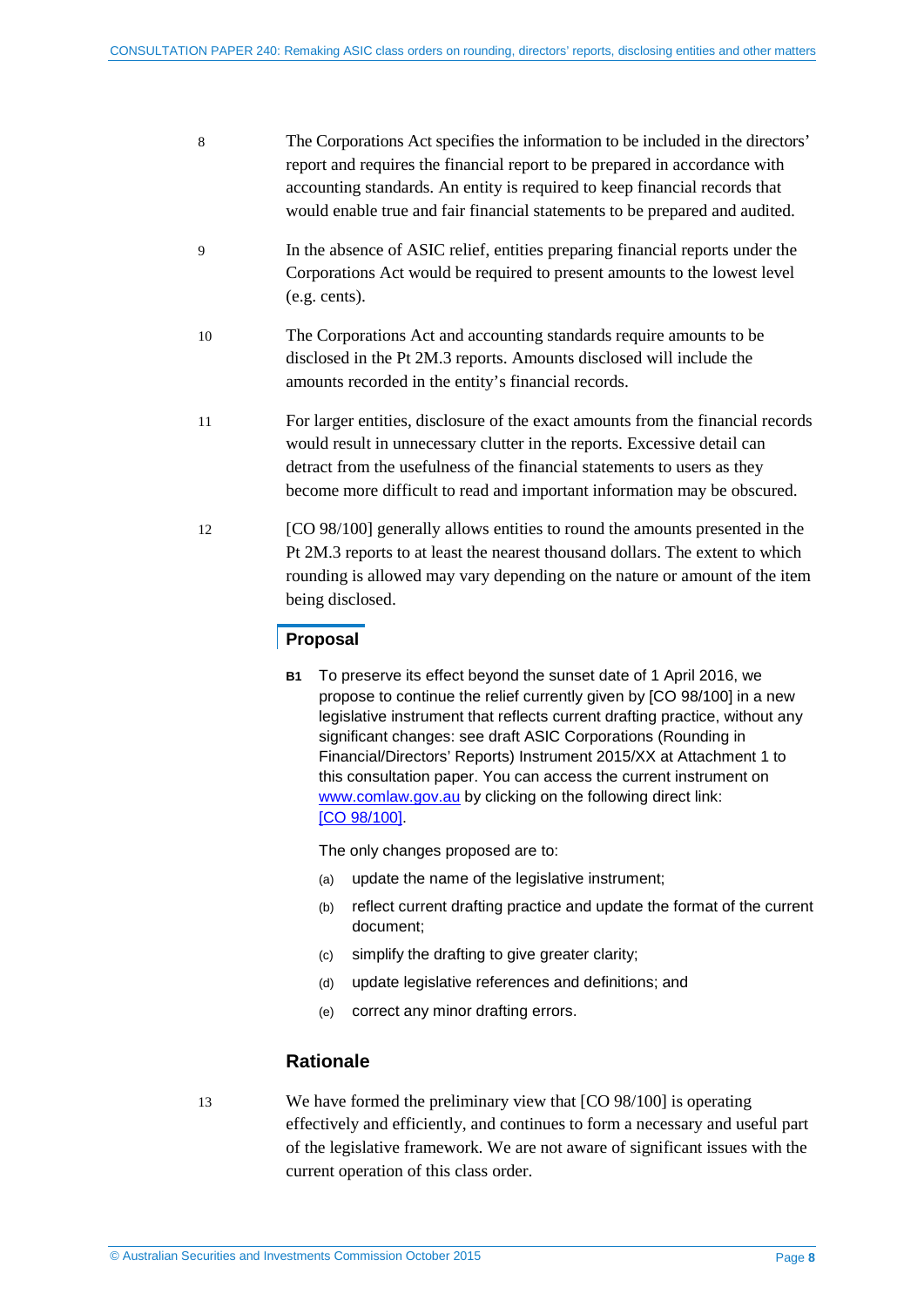8 The Corporations Act specifies the information to be included in the directors' report and requires the financial report to be prepared in accordance with accounting standards. An entity is required to keep financial records that would enable true and fair financial statements to be prepared and audited.

9 In the absence of ASIC relief, entities preparing financial reports under the Corporations Act would be required to present amounts to the lowest level (e.g. cents).

10 The Corporations Act and accounting standards require amounts to be disclosed in the Pt 2M.3 reports. Amounts disclosed will include the amounts recorded in the entity's financial records.

11 For larger entities, disclosure of the exact amounts from the financial records would result in unnecessary clutter in the reports. Excessive detail can detract from the usefulness of the financial statements to users as they become more difficult to read and important information may be obscured.

12 [CO 98/100] generally allows entities to round the amounts presented in the Pt 2M.3 reports to at least the nearest thousand dollars. The extent to which rounding is allowed may vary depending on the nature or amount of the item being disclosed.

## Proposal

**B1** To preserve its effect beyond the sunset date of 1 April 2016, we propose to continue the relief currently given by [CO 98/100] in a new legislative instrument that reflects current drafting practice, without any significant changes: see draft ASIC Corporations (Rounding in Financial/Directors' Reports) Instrument 2015/XX at Attachment 1 to this consultation paper. You can access the current instrument on www.comlaw.gov.au by clicking on the following direct link: [CO 98/100].

The only changes proposed are to:

(a) update the name of the legislative instrument;

(b) reflect current drafting practice and update the format of the current document;

(c) simplify the drafting to give greater clarity;

(d) update legislative references and definitions; and

(e) correct any minor drafting errors.

## Rationale

13 We have formed the preliminary view that [CO 98/100] is operating effectively and efficiently, and continues to form a necessary and useful part of the legislative framework. We are not aware of significant issues with the current operation of this class order.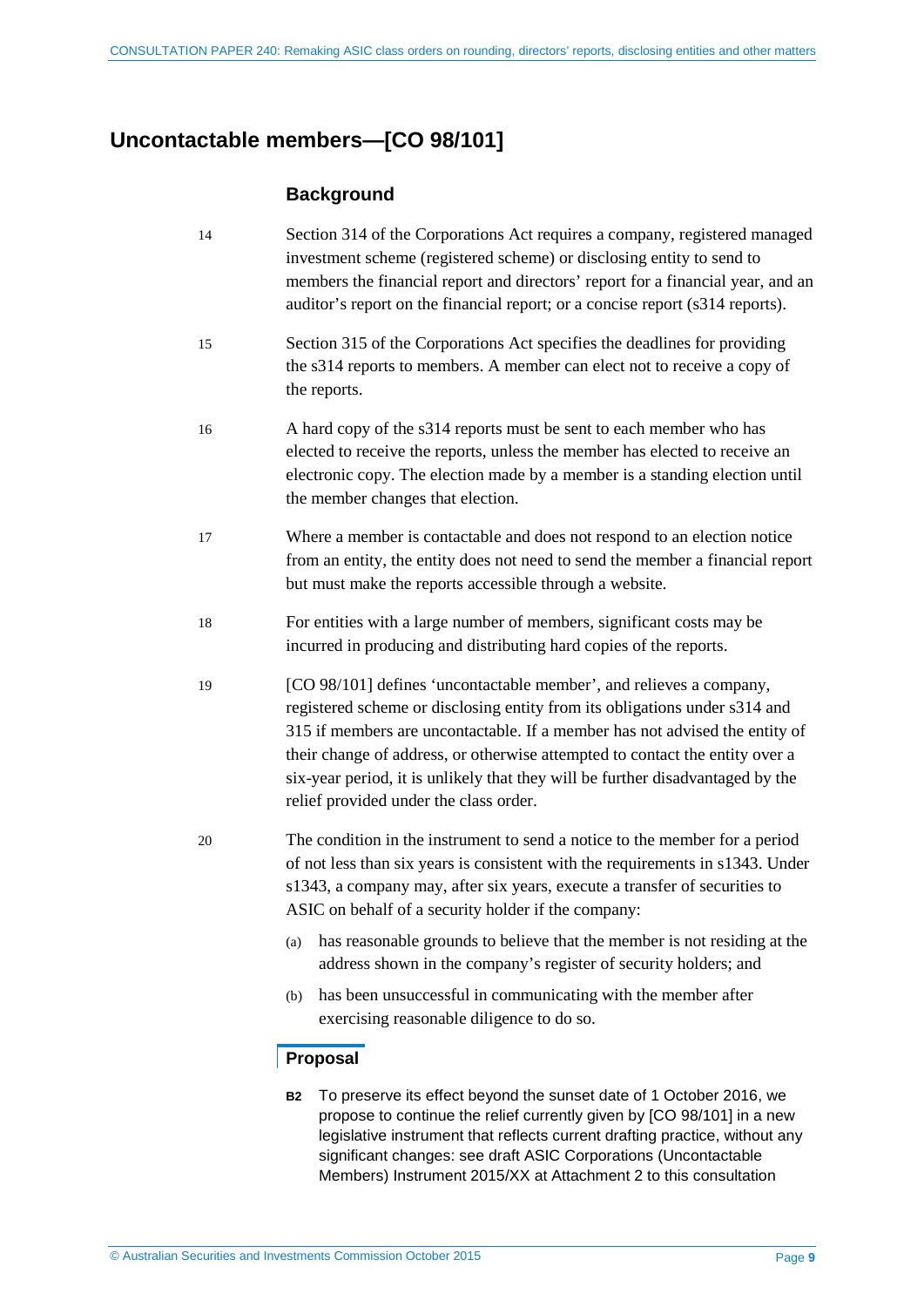## Uncontactable members—[CO 98/101]

### Background

14 Section 314 of the Corporations Act requires a company, registered managed investment scheme (registered scheme) or disclosing entity to send to members the financial report and directors' report for a financial year, and an auditor's report on the financial report; or a concise report (s314 reports).

15 Section 315 of the Corporations Act specifies the deadlines for providing the s314 reports to members. A member can elect not to receive a copy of the reports.

16 A hard copy of the s314 reports must be sent to each member who has elected to receive the reports, unless the member has elected to receive an electronic copy. The election made by a member is a standing election until the member changes that election.

17 Where a member is contactable and does not respond to an election notice from an entity, the entity does not need to send the member a financial report but must make the reports accessible through a website.

18 For entities with a large number of members, significant costs may be incurred in producing and distributing hard copies of the reports.

19 [CO 98/101] defines 'uncontactable member', and relieves a company, registered scheme or disclosing entity from its obligations under s314 and 315 if members are uncontactable. If a member has not advised the entity of their change of address, or otherwise attempted to contact the entity over a six-year period, it is unlikely that they will be further disadvantaged by the relief provided under the class order.

20 The condition in the instrument to send a notice to the member for a period of not less than six years is consistent with the requirements in s1343. Under s1343, a company may, after six years, execute a transfer of securities to ASIC on behalf of a security holder if the company:

(a) has reasonable grounds to believe that the member is not residing at the address shown in the company's register of security holders; and

(b) has been unsuccessful in communicating with the member after exercising reasonable diligence to do so.

### Proposal

**B2** To preserve its effect beyond the sunset date of 1 October 2016, we propose to continue the relief currently given by [CO 98/101] in a new legislative instrument that reflects current drafting practice, without any significant changes: see draft ASIC Corporations (Uncontactable Members) Instrument 2015/XX at Attachment 2 to this consultation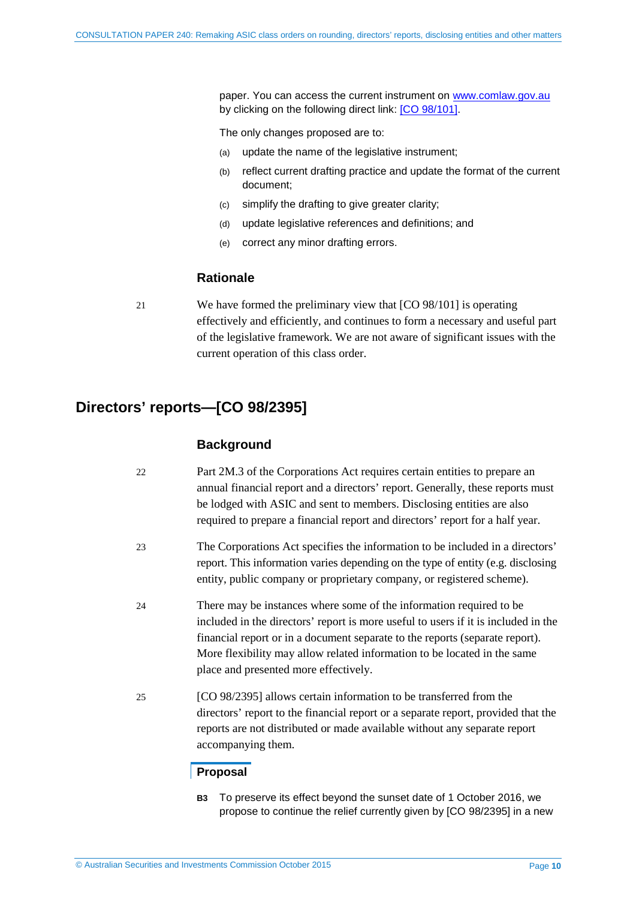paper. You can access the current instrument on [www.comlaw.gov.au](http://www.comlaw.gov.au) by clicking on the following direct link: [CO 98/101].

The only changes proposed are to:

(a) update the name of the legislative instrument;

(b) reflect current drafting practice and update the format of the current document;

(c) simplify the drafting to give greater clarity;

(d) update legislative references and definitions; and

(e) correct any minor drafting errors.

### Rationale

21 We have formed the preliminary view that [CO 98/101] is operating effectively and efficiently, and continues to form a necessary and useful part of the legislative framework. We are not aware of significant issues with the current operation of this class order.

## Directors' reports—[CO 98/2395]

### Background

22 Part 2M.3 of the Corporations Act requires certain entities to prepare an annual financial report and a directors' report. Generally, these reports must be lodged with ASIC and sent to members. Disclosing entities are also required to prepare a financial report and directors' report for a half year.

23 The Corporations Act specifies the information to be included in a directors' report. This information varies depending on the type of entity (e.g. disclosing entity, public company or proprietary company, or registered scheme).

24 There may be instances where some of the information required to be included in the directors' report is more useful to users if it is included in the financial report or in a document separate to the reports (separate report). More flexibility may allow related information to be located in the same place and presented more effectively.

25 [CO 98/2395] allows certain information to be transferred from the directors' report to the financial report or a separate report, provided that the reports are not distributed or made available without any separate report accompanying them.

#### Proposal

**B3** To preserve its effect beyond the sunset date of 1 October 2016, we propose to continue the relief currently given by [CO 98/2395] in a new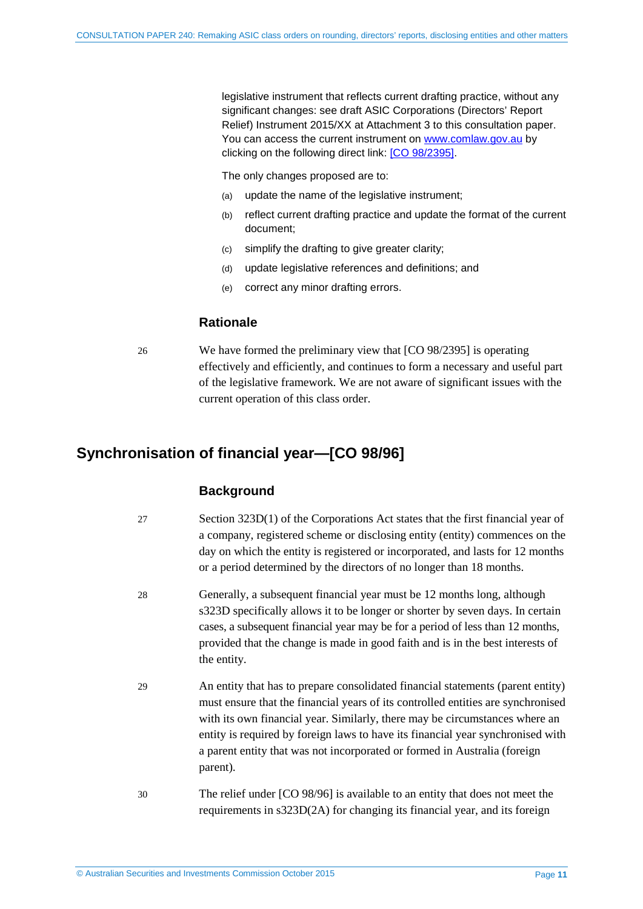legislative instrument that reflects current drafting practice, without any significant changes: see draft ASIC Corporations (Directors' Report Relief) Instrument 2015/XX at Attachment 3 to this consultation paper. You can access the current instrument on [www.comlaw.gov.au](http://www.comlaw.gov.au) by clicking on the following direct link: [CO 98/2395].

The only changes proposed are to:

(a) update the name of the legislative instrument;

(b) reflect current drafting practice and update the format of the current document;

(c) simplify the drafting to give greater clarity;

(d) update legislative references and definitions; and

(e) correct any minor drafting errors.

### Rationale

26 We have formed the preliminary view that [CO 98/2395] is operating effectively and efficiently, and continues to form a necessary and useful part of the legislative framework. We are not aware of significant issues with the current operation of this class order.

## Synchronisation of financial year—[CO 98/96]

### Background

27 Section 323D(1) of the Corporations Act states that the first financial year of a company, registered scheme or disclosing entity (entity) commences on the day on which the entity is registered or incorporated, and lasts for 12 months or a period determined by the directors of no longer than 18 months.

28 Generally, a subsequent financial year must be 12 months long, although s323D specifically allows it to be longer or shorter by seven days. In certain cases, a subsequent financial year may be for a period of less than 12 months, provided that the change is made in good faith and is in the best interests of the entity.

29 An entity that has to prepare consolidated financial statements (parent entity) must ensure that the financial years of its controlled entities are synchronised with its own financial year. Similarly, there may be circumstances where an entity is required by foreign laws to have its financial year synchronised with a parent entity that was not incorporated or formed in Australia (foreign parent).

30 The relief under [CO 98/96] is available to an entity that does not meet the requirements in s323D(2A) for changing its financial year, and its foreign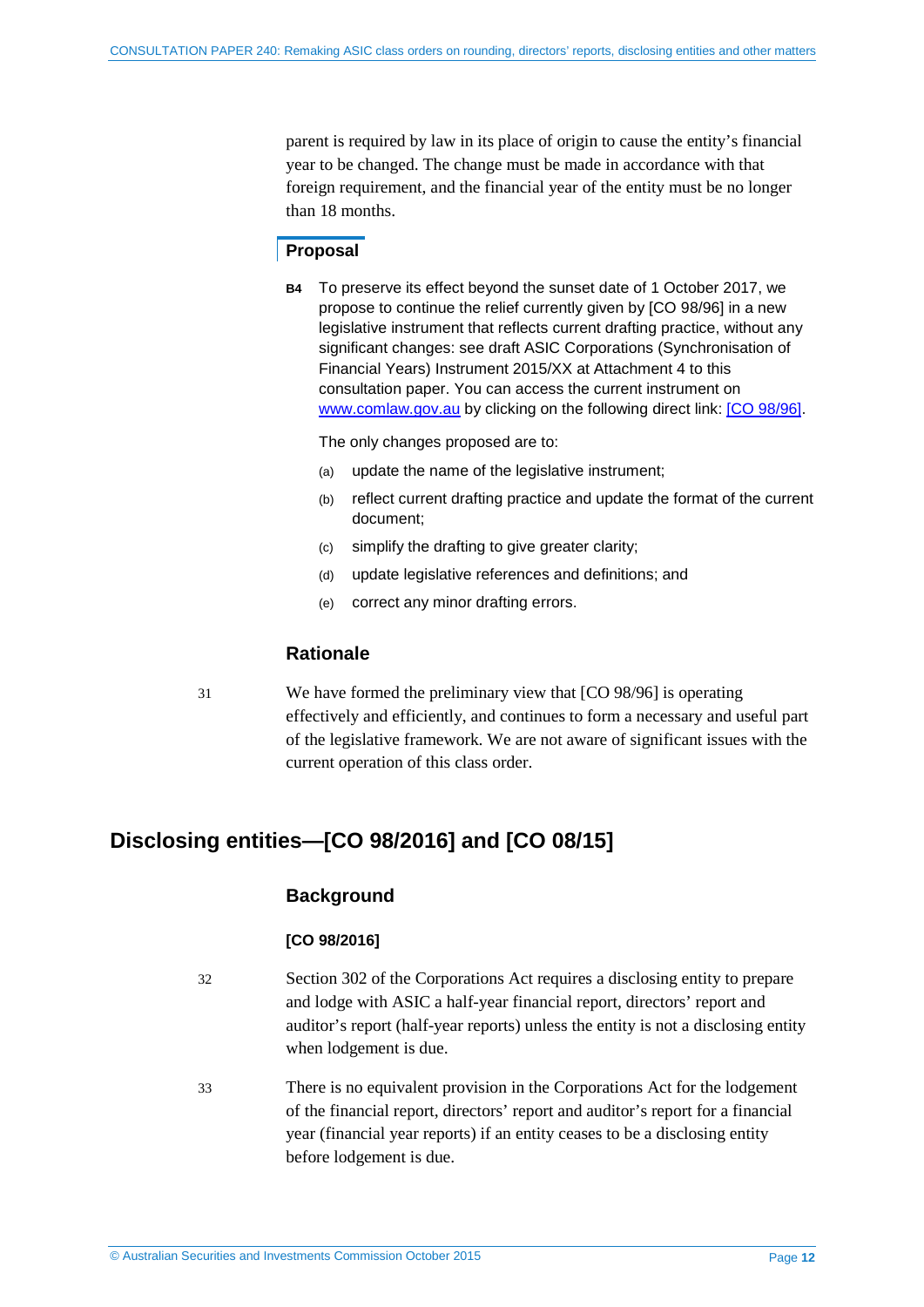parent is required by law in its place of origin to cause the entity's financial year to be changed. The change must be made in accordance with that foreign requirement, and the financial year of the entity must be no longer than 18 months.

### Proposal

**B4** To preserve its effect beyond the sunset date of 1 October 2017, we propose to continue the relief currently given by [CO 98/96] in a new legislative instrument that reflects current drafting practice, without any significant changes: see draft ASIC Corporations (Synchronisation of Financial Years) Instrument 2015/XX at Attachment 4 to this consultation paper. You can access the current instrument on www.comlaw.gov.au by clicking on the following direct link: [CO 98/96].

The only changes proposed are to:

(a) update the name of the legislative instrument;

(b) reflect current drafting practice and update the format of the current document;

(c) simplify the drafting to give greater clarity;

(d) update legislative references and definitions; and

(e) correct any minor drafting errors.

### Rationale

31 We have formed the preliminary view that [CO 98/96] is operating effectively and efficiently, and continues to form a necessary and useful part of the legislative framework. We are not aware of significant issues with the current operation of this class order.

## Disclosing entities—[CO 98/2016] and [CO 08/15]

### Background

#### [CO 98/2016]

32 Section 302 of the Corporations Act requires a disclosing entity to prepare and lodge with ASIC a half-year financial report, directors' report and auditor's report (half-year reports) unless the entity is not a disclosing entity when lodgement is due.

33 There is no equivalent provision in the Corporations Act for the lodgement of the financial report, directors' report and auditor's report for a financial year (financial year reports) if an entity ceases to be a disclosing entity before lodgement is due.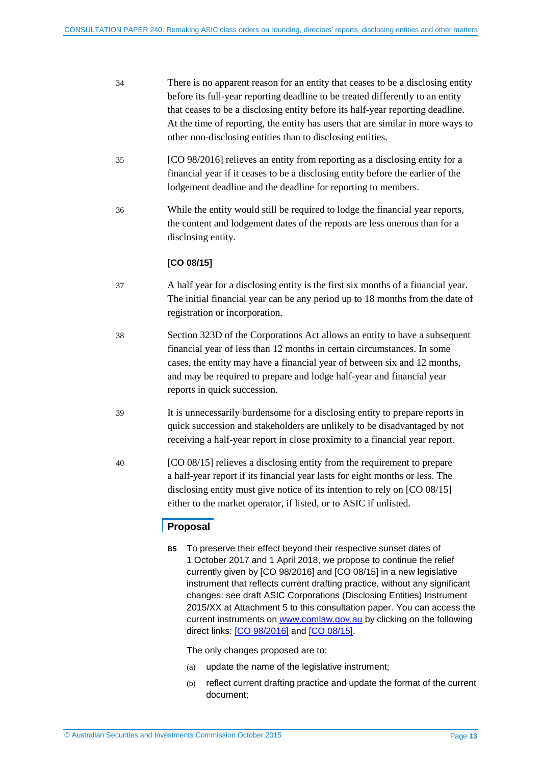34 There is no apparent reason for an entity that ceases to be a disclosing entity before its full-year reporting deadline to be treated differently to an entity that ceases to be a disclosing entity before its half-year reporting deadline. At the time of reporting, the entity has users that are similar in more ways to other non-disclosing entities than to disclosing entities.

35 [CO 98/2016] relieves an entity from reporting as a disclosing entity for a financial year if it ceases to be a disclosing entity before the earlier of the lodgement deadline and the deadline for reporting to members.

36 While the entity would still be required to lodge the financial year reports, the content and lodgement dates of the reports are less onerous than for a disclosing entity.

**[CO 08/15]**

37 A half year for a disclosing entity is the first six months of a financial year. The initial financial year can be any period up to 18 months from the date of registration or incorporation.

38 Section 323D of the Corporations Act allows an entity to have a subsequent financial year of less than 12 months in certain circumstances. In some cases, the entity may have a financial year of between six and 12 months, and may be required to prepare and lodge half-year and financial year reports in quick succession.

39 It is unnecessarily burdensome for a disclosing entity to prepare reports in quick succession and stakeholders are unlikely to be disadvantaged by not receiving a half-year report in close proximity to a financial year report.

40 [CO 08/15] relieves a disclosing entity from the requirement to prepare a half-year report if its financial year lasts for eight months or less. The disclosing entity must give notice of its intention to rely on [CO 08/15] either to the market operator, if listed, or to ASIC if unlisted.

## Proposal

**B5** To preserve their effect beyond their respective sunset dates of 1 October 2017 and 1 April 2018, we propose to continue the relief currently given by [CO 98/2016] and [CO 08/15] in a new legislative instrument that reflects current drafting practice, without any significant changes: see draft ASIC Corporations (Disclosing Entities) Instrument 2015/XX at Attachment 5 to this consultation paper. You can access the current instruments on www.comlaw.gov.au by clicking on the following direct links: [CO 98/2016] and [CO 08/15].

The only changes proposed are to:

(a) update the name of the legislative instrument;

(b) reflect current drafting practice and update the format of the current document;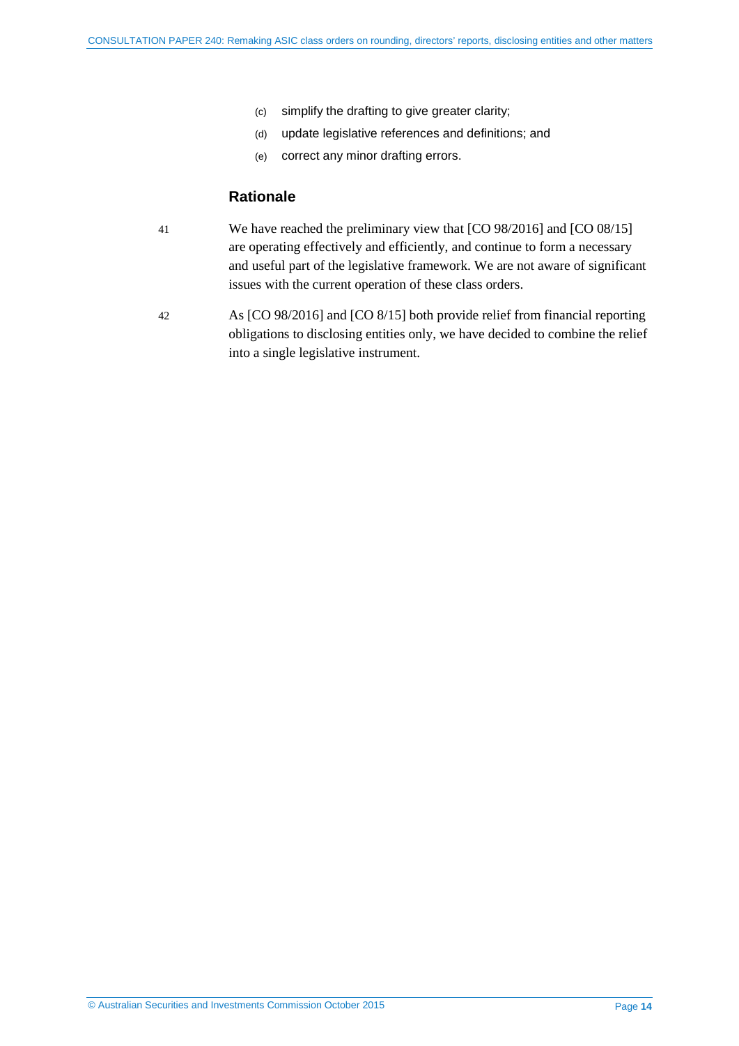(c) simplify the drafting to give greater clarity;

(d) update legislative references and definitions; and

(e) correct any minor drafting errors.

### Rationale

41 We have reached the preliminary view that [CO 98/2016] and [CO 08/15] are operating effectively and efficiently, and continue to form a necessary and useful part of the legislative framework. We are not aware of significant issues with the current operation of these class orders.

42 As [CO 98/2016] and [CO 8/15] both provide relief from financial reporting obligations to disclosing entities only, we have decided to combine the relief into a single legislative instrument.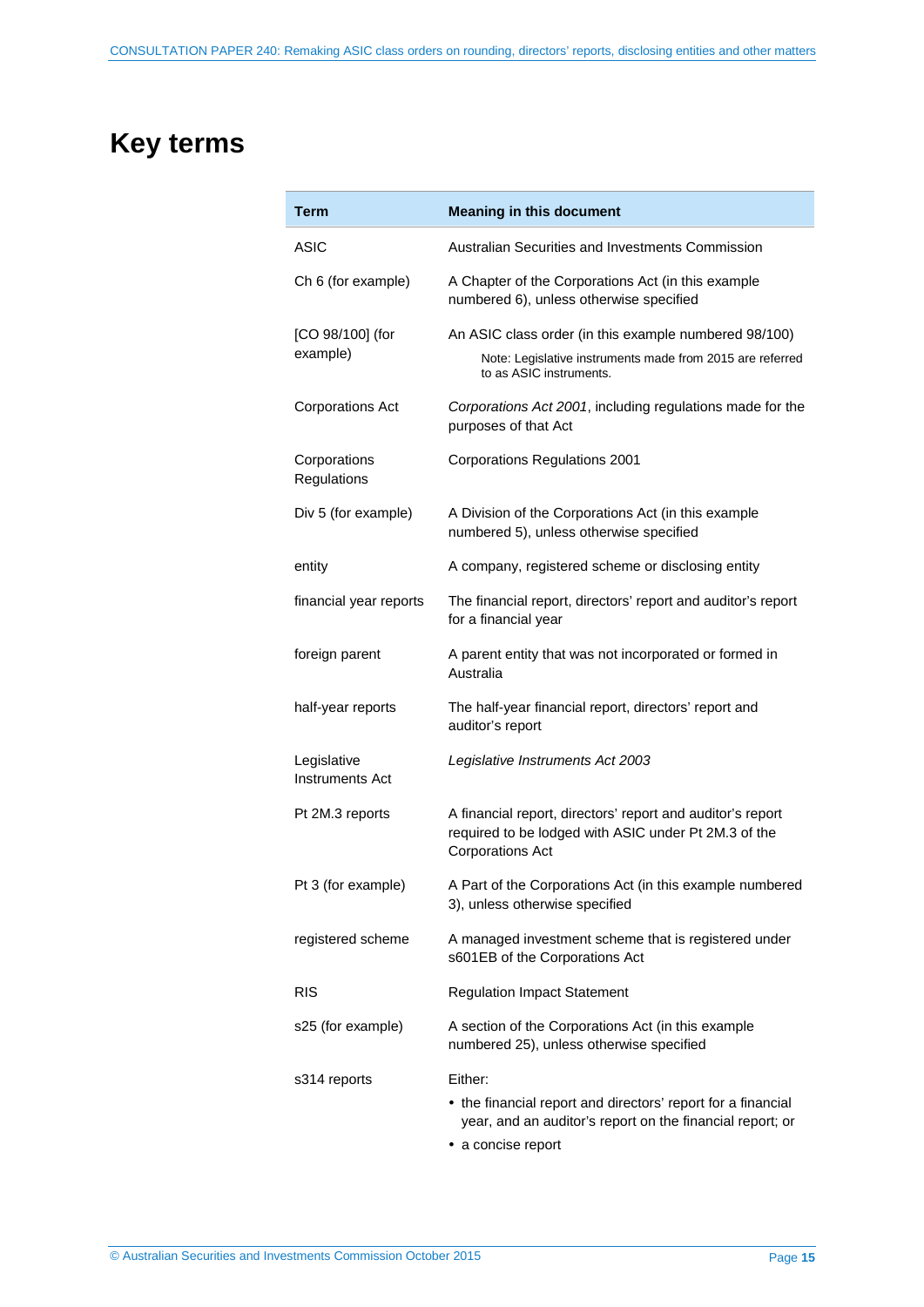# Key terms

| Term | Meaning in this document |
|---|---|
| ASIC | Australian Securities and Investments Commission |
| Ch 6 (for example) | A Chapter of the Corporations Act (in this example numbered 6), unless otherwise specified |
| [CO 98/100] (for example) | An ASIC class order (in this example numbered 98/100)<br>Note: Legislative instruments made from 2015 are referred to as ASIC instruments. |
| Corporations Act | *Corporations Act 2001*, including regulations made for the purposes of that Act |
| Corporations Regulations | Corporations Regulations 2001 |
| Div 5 (for example) | A Division of the Corporations Act (in this example numbered 5), unless otherwise specified |
| entity | A company, registered scheme or disclosing entity |
| financial year reports | The financial report, directors' report and auditor's report for a financial year |
| foreign parent | A parent entity that was not incorporated or formed in Australia |
| half-year reports | The half-year financial report, directors' report and auditor's report |
| Legislative Instruments Act | *Legislative Instruments Act 2003* |
| Pt 2M.3 reports | A financial report, directors' report and auditor's report required to be lodged with ASIC under Pt 2M.3 of the Corporations Act |
| Pt 3 (for example) | A Part of the Corporations Act (in this example numbered 3), unless otherwise specified |
| registered scheme | A managed investment scheme that is registered under s601EB of the Corporations Act |
| RIS | Regulation Impact Statement |
| s25 (for example) | A section of the Corporations Act (in this example numbered 25), unless otherwise specified |
| s314 reports | Either:<br>• the financial report and directors' report for a financial year, and an auditor's report on the financial report; or<br>• a concise report |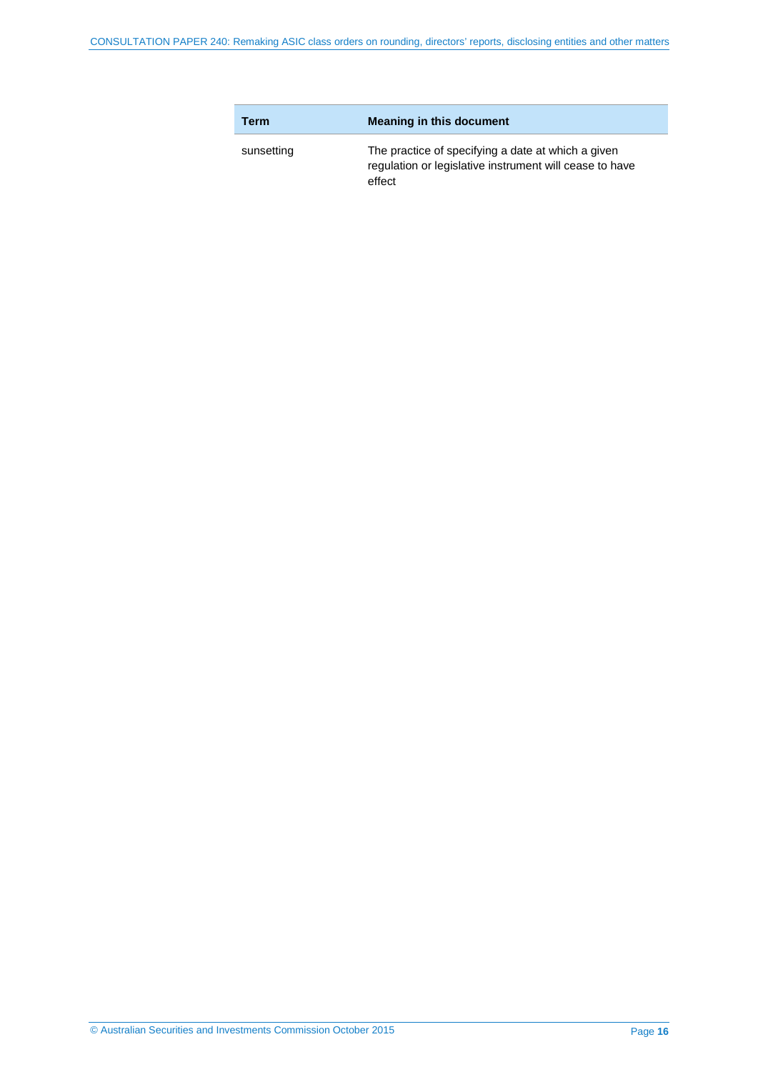| Term | Meaning in this document |
| --- | --- |
| sunsetting | The practice of specifying a date at which a given regulation or legislative instrument will cease to have effect |